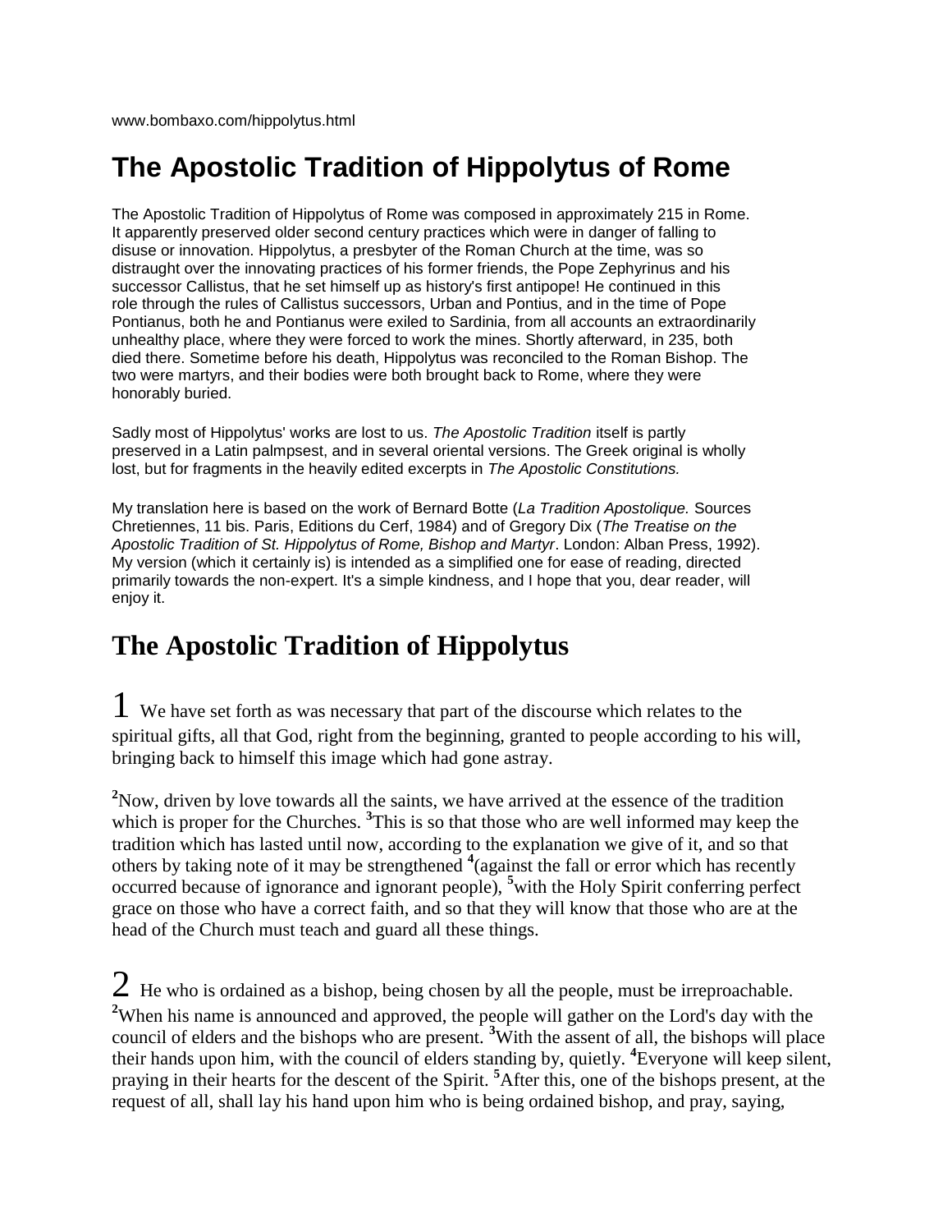www.bombaxo.com/hippolytus.html

# The Apostolic Tradition of Hippolytus of Rome

The Apostolic Tradition of Hippolytus of Rome was composed in approximately 215 in Rome. It apparently preserved older second century practices which were in danger of falling to disuse or innovation. Hippolytus, a presbyter of the Roman Church at the time, was so distraught over the innovating practices of his former friends, the Pope Zephyrinus and his successor Callistus, that he set himself up as history's first antipope! He continued in this role through the rules of Callistus successors, Urban and Pontius, and in the time of Pope Pontianus, both he and Pontianus were exiled to Sardinia, from all accounts an extraordinarily unhealthy place, where they were forced to work the mines. Shortly afterward, in 235, both died there. Sometime before his death, Hippolytus was reconciled to the Roman Bishop. The two were martyrs, and their bodies were both brought back to Rome, where they were honorably buried.

Sadly most of Hippolytus' works are lost to us. *The Apostolic Tradition* itself is partly preserved in a Latin palmpsest, and in several oriental versions. The Greek original is wholly lost, but for fragments in the heavily edited excerpts in *The Apostolic Constitutions.*

My translation here is based on the work of Bernard Botte (*La Tradition Apostolique.* Sources Chretiennes, 11 bis. Paris, Editions du Cerf, 1984) and of Gregory Dix (*The Treatise on the Apostolic Tradition of St. Hippolytus of Rome, Bishop and Martyr*. London: Alban Press, 1992). My version (which it certainly is) is intended as a simplified one for ease of reading, directed primarily towards the non-expert. It's a simple kindness, and I hope that you, dear reader, will enjoy it.

## The Apostolic Tradition of Hippolytus

**1** We have set forth as was necessary that part of the discourse which relates to the spiritual gifts, all that God, right from the beginning, granted to people according to his will, bringing back to himself this image which had gone astray.

[2]Now, driven by love towards all the saints, we have arrived at the essence of the tradition which is proper for the Churches. [3]This is so that those who are well informed may keep the tradition which has lasted until now, according to the explanation we give of it, and so that others by taking note of it may be strengthened [4](against the fall or error which has recently occurred because of ignorance and ignorant people), [5]with the Holy Spirit conferring perfect grace on those who have a correct faith, and so that they will know that those who are at the head of the Church must teach and guard all these things.

**2** He who is ordained as a bishop, being chosen by all the people, must be irreproachable. [2]When his name is announced and approved, the people will gather on the Lord's day with the council of elders and the bishops who are present. [3]With the assent of all, the bishops will place their hands upon him, with the council of elders standing by, quietly. [4]Everyone will keep silent, praying in their hearts for the descent of the Spirit. [5]After this, one of the bishops present, at the request of all, shall lay his hand upon him who is being ordained bishop, and pray, saying,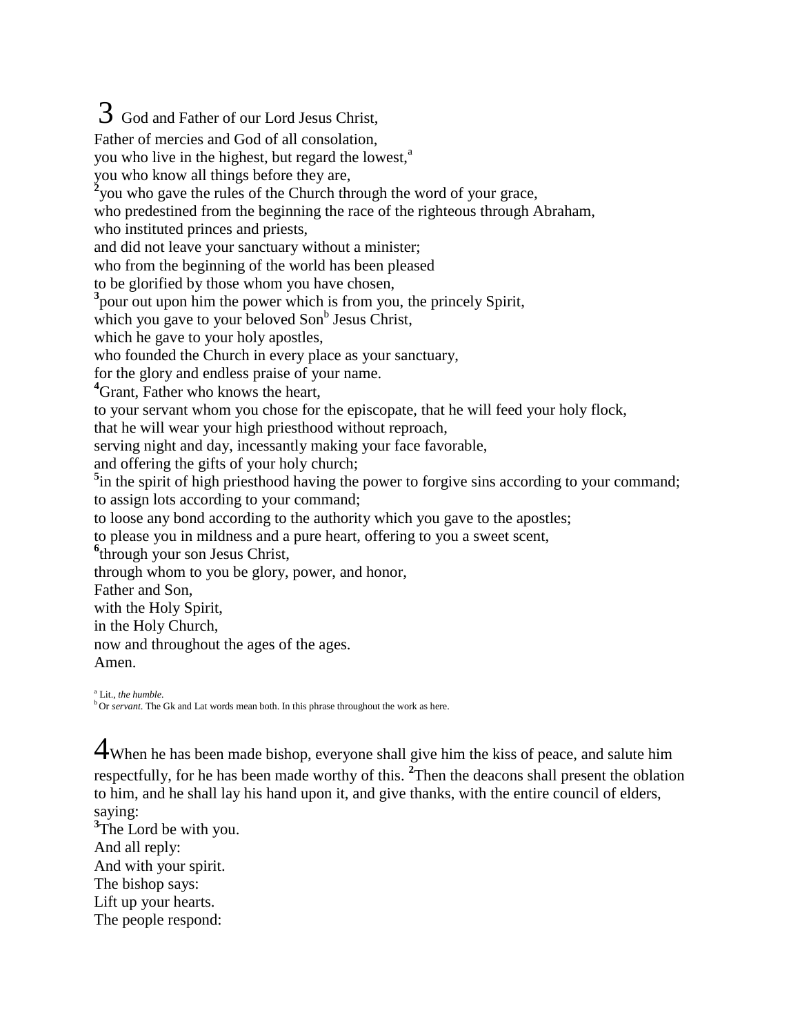3 God and Father of our Lord Jesus Christ,
Father of mercies and God of all consolation,
you who live in the highest, but regard the lowest,[a]
you who know all things before they are,
[2]you who gave the rules of the Church through the word of your grace,
who predestined from the beginning the race of the righteous through Abraham,
who instituted princes and priests,
and did not leave your sanctuary without a minister;
who from the beginning of the world has been pleased
to be glorified by those whom you have chosen,
[3]pour out upon him the power which is from you, the princely Spirit,
which you gave to your beloved Son[b] Jesus Christ,
which he gave to your holy apostles,
who founded the Church in every place as your sanctuary,
for the glory and endless praise of your name.
[4]Grant, Father who knows the heart,
to your servant whom you chose for the episcopate, that he will feed your holy flock,
that he will wear your high priesthood without reproach,
serving night and day, incessantly making your face favorable,
and offering the gifts of your holy church;
[5]in the spirit of high priesthood having the power to forgive sins according to your command;
to assign lots according to your command;
to loose any bond according to the authority which you gave to the apostles;
to please you in mildness and a pure heart, offering to you a sweet scent,
[6]through your son Jesus Christ,
through whom to you be glory, power, and honor,
Father and Son,
with the Holy Spirit,
in the Holy Church,
now and throughout the ages of the ages.
Amen.

[a] Lit., *the humble*.
[b] Or *servant*. The Gk and Lat words mean both. In this phrase throughout the work as here.

4 When he has been made bishop, everyone shall give him the kiss of peace, and salute him respectfully, for he has been made worthy of this. [2]Then the deacons shall present the oblation to him, and he shall lay his hand upon it, and give thanks, with the entire council of elders, saying:
[3]The Lord be with you.
And all reply:
And with your spirit.
The bishop says:
Lift up your hearts.
The people respond: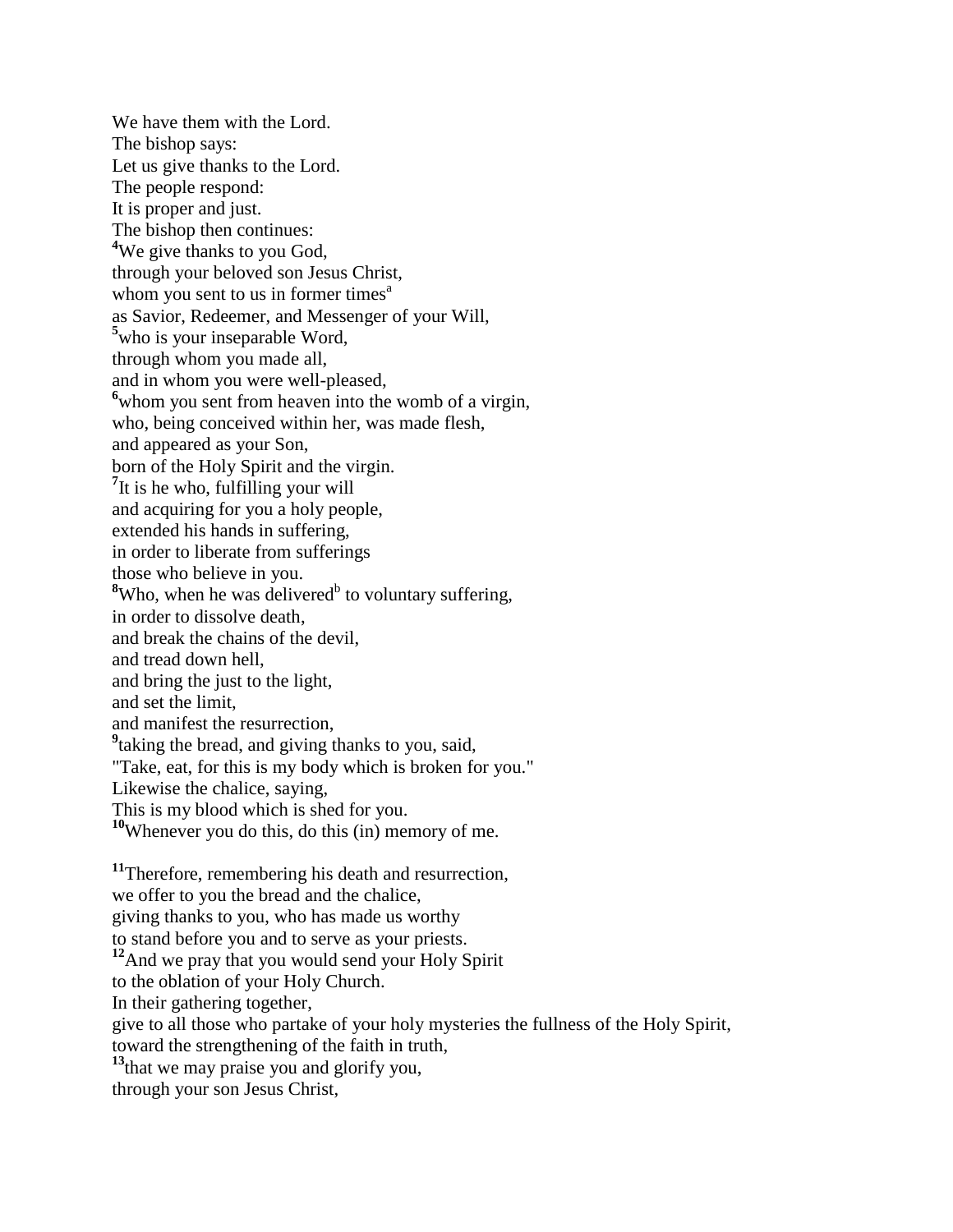We have them with the Lord.
The bishop says:
Let us give thanks to the Lord.
The people respond:
It is proper and just.
The bishop then continues:
**4**We give thanks to you God,
through your beloved son Jesus Christ,
whom you sent to us in former times[a]
as Savior, Redeemer, and Messenger of your Will,
**5**who is your inseparable Word,
through whom you made all,
and in whom you were well-pleased,
**6**whom you sent from heaven into the womb of a virgin,
who, being conceived within her, was made flesh,
and appeared as your Son,
born of the Holy Spirit and the virgin.
**7**It is he who, fulfilling your will
and acquiring for you a holy people,
extended his hands in suffering,
in order to liberate from sufferings
those who believe in you.
**8**Who, when he was delivered[b] to voluntary suffering,
in order to dissolve death,
and break the chains of the devil,
and tread down hell,
and bring the just to the light,
and set the limit,
and manifest the resurrection,
**9**taking the bread, and giving thanks to you, said,
"Take, eat, for this is my body which is broken for you."
Likewise the chalice, saying,
This is my blood which is shed for you.
**10**Whenever you do this, do this (in) memory of me.

**11**Therefore, remembering his death and resurrection,
we offer to you the bread and the chalice,
giving thanks to you, who has made us worthy
to stand before you and to serve as your priests.
**12**And we pray that you would send your Holy Spirit
to the oblation of your Holy Church.
In their gathering together,
give to all those who partake of your holy mysteries the fullness of the Holy Spirit,
toward the strengthening of the faith in truth,
**13**that we may praise you and glorify you,
through your son Jesus Christ,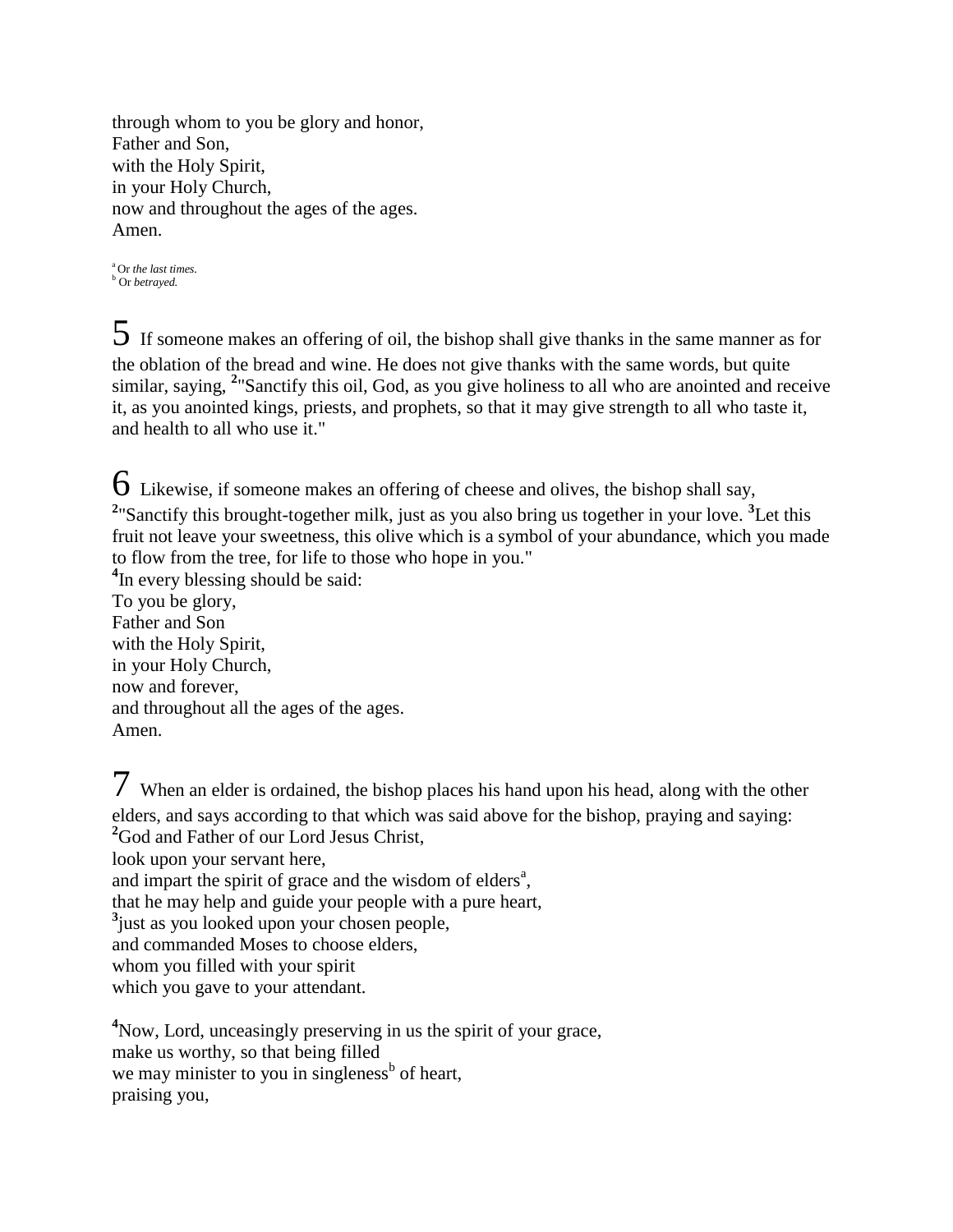through whom to you be glory and honor,
Father and Son,
with the Holy Spirit,
in your Holy Church,
now and throughout the ages of the ages.
Amen.

[a] Or *the last times.*
[b] Or *betrayed.*

## 5

If someone makes an offering of oil, the bishop shall give thanks in the same manner as for the oblation of the bread and wine. He does not give thanks with the same words, but quite similar, saying, **2**"Sanctify this oil, God, as you give holiness to all who are anointed and receive it, as you anointed kings, priests, and prophets, so that it may give strength to all who taste it, and health to all who use it."

## 6

Likewise, if someone makes an offering of cheese and olives, the bishop shall say, **2**"Sanctify this brought-together milk, just as you also bring us together in your love. **3**Let this fruit not leave your sweetness, this olive which is a symbol of your abundance, which you made to flow from the tree, for life to those who hope in you."

**4**In every blessing should be said:
To you be glory,
Father and Son
with the Holy Spirit,
in your Holy Church,
now and forever,
and throughout all the ages of the ages.
Amen.

## 7

When an elder is ordained, the bishop places his hand upon his head, along with the other elders, and says according to that which was said above for the bishop, praying and saying:

**2**God and Father of our Lord Jesus Christ,
look upon your servant here,
and impart the spirit of grace and the wisdom of elders[a],
that he may help and guide your people with a pure heart,
**3**just as you looked upon your chosen people,
and commanded Moses to choose elders,
whom you filled with your spirit
which you gave to your attendant.

**4**Now, Lord, unceasingly preserving in us the spirit of your grace,
make us worthy, so that being filled
we may minister to you in singleness[b] of heart,
praising you,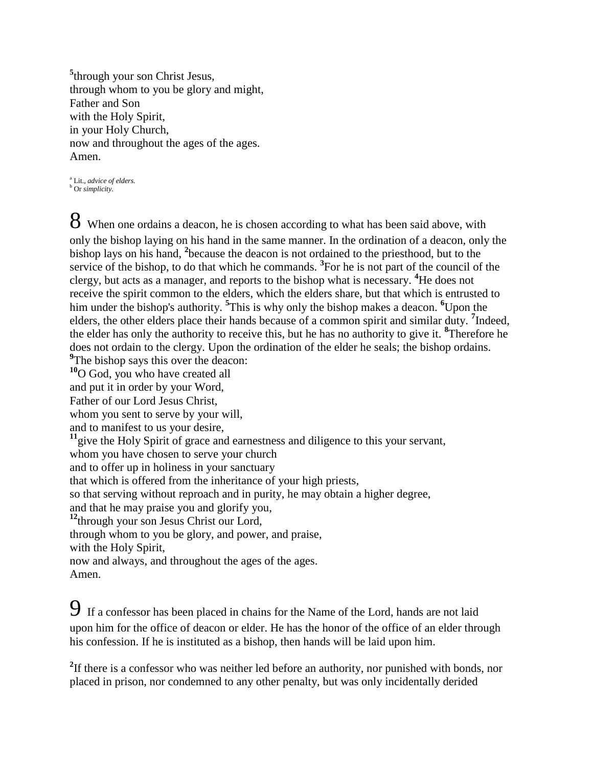[5]through your son Christ Jesus,
through whom to you be glory and might,
Father and Son
with the Holy Spirit,
in your Holy Church,
now and throughout the ages of the ages.
Amen.

[a] Lit., *advice of elders.*
[b] Or *simplicity.*

## 8

When one ordains a deacon, he is chosen according to what has been said above, with only the bishop laying on his hand in the same manner. In the ordination of a deacon, only the bishop lays on his hand, [2]because the deacon is not ordained to the priesthood, but to the service of the bishop, to do that which he commands. [3]For he is not part of the council of the clergy, but acts as a manager, and reports to the bishop what is necessary. [4]He does not receive the spirit common to the elders, which the elders share, but that which is entrusted to him under the bishop's authority. [5]This is why only the bishop makes a deacon. [6]Upon the elders, the other elders place their hands because of a common spirit and similar duty. [7]Indeed, the elder has only the authority to receive this, but he has no authority to give it. [8]Therefore he does not ordain to the clergy. Upon the ordination of the elder he seals; the bishop ordains.
[9]The bishop says this over the deacon:
[10]O God, you who have created all
and put it in order by your Word,
Father of our Lord Jesus Christ,
whom you sent to serve by your will,
and to manifest to us your desire,
[11]give the Holy Spirit of grace and earnestness and diligence to this your servant,
whom you have chosen to serve your church
and to offer up in holiness in your sanctuary
that which is offered from the inheritance of your high priests,
so that serving without reproach and in purity, he may obtain a higher degree,
and that he may praise you and glorify you,
[12]through your son Jesus Christ our Lord,
through whom to you be glory, and power, and praise,
with the Holy Spirit,
now and always, and throughout the ages of the ages.
Amen.

## 9

If a confessor has been placed in chains for the Name of the Lord, hands are not laid upon him for the office of deacon or elder. He has the honor of the office of an elder through his confession. If he is instituted as a bishop, then hands will be laid upon him.

[2]If there is a confessor who was neither led before an authority, nor punished with bonds, nor placed in prison, nor condemned to any other penalty, but was only incidentally derided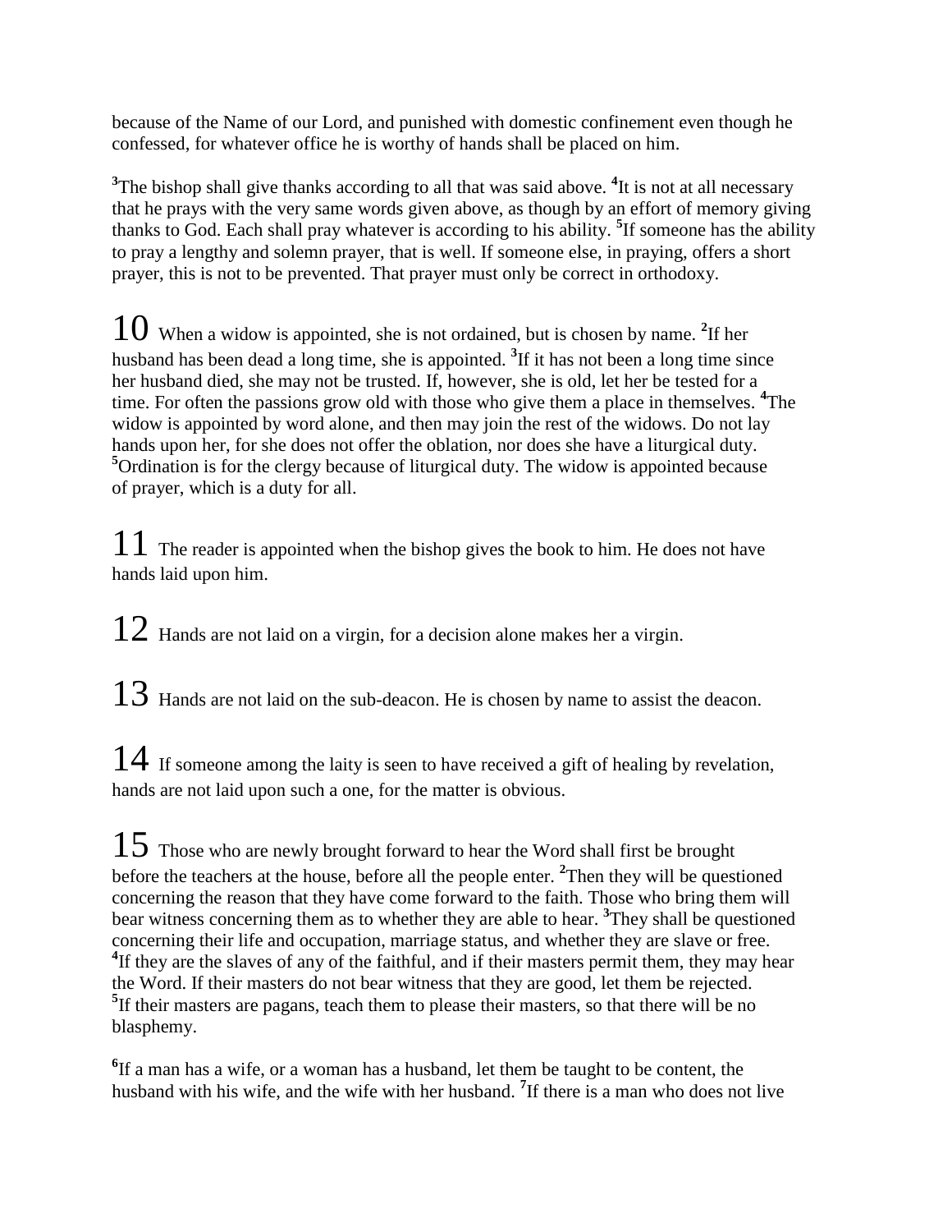because of the Name of our Lord, and punished with domestic confinement even though he confessed, for whatever office he is worthy of hands shall be placed on him.

[3]The bishop shall give thanks according to all that was said above. [4]It is not at all necessary that he prays with the very same words given above, as though by an effort of memory giving thanks to God. Each shall pray whatever is according to his ability. [5]If someone has the ability to pray a lengthy and solemn prayer, that is well. If someone else, in praying, offers a short prayer, this is not to be prevented. That prayer must only be correct in orthodoxy.

**10** When a widow is appointed, she is not ordained, but is chosen by name. [2]If her husband has been dead a long time, she is appointed. [3]If it has not been a long time since her husband died, she may not be trusted. If, however, she is old, let her be tested for a time. For often the passions grow old with those who give them a place in themselves. [4]The widow is appointed by word alone, and then may join the rest of the widows. Do not lay hands upon her, for she does not offer the oblation, nor does she have a liturgical duty. [5]Ordination is for the clergy because of liturgical duty. The widow is appointed because of prayer, which is a duty for all.

**11** The reader is appointed when the bishop gives the book to him. He does not have hands laid upon him.

**12** Hands are not laid on a virgin, for a decision alone makes her a virgin.

**13** Hands are not laid on the sub-deacon. He is chosen by name to assist the deacon.

**14** If someone among the laity is seen to have received a gift of healing by revelation, hands are not laid upon such a one, for the matter is obvious.

**15** Those who are newly brought forward to hear the Word shall first be brought before the teachers at the house, before all the people enter. [2]Then they will be questioned concerning the reason that they have come forward to the faith. Those who bring them will bear witness concerning them as to whether they are able to hear. [3]They shall be questioned concerning their life and occupation, marriage status, and whether they are slave or free. [4]If they are the slaves of any of the faithful, and if their masters permit them, they may hear the Word. If their masters do not bear witness that they are good, let them be rejected. [5]If their masters are pagans, teach them to please their masters, so that there will be no blasphemy.

[6]If a man has a wife, or a woman has a husband, let them be taught to be content, the husband with his wife, and the wife with her husband. [7]If there is a man who does not live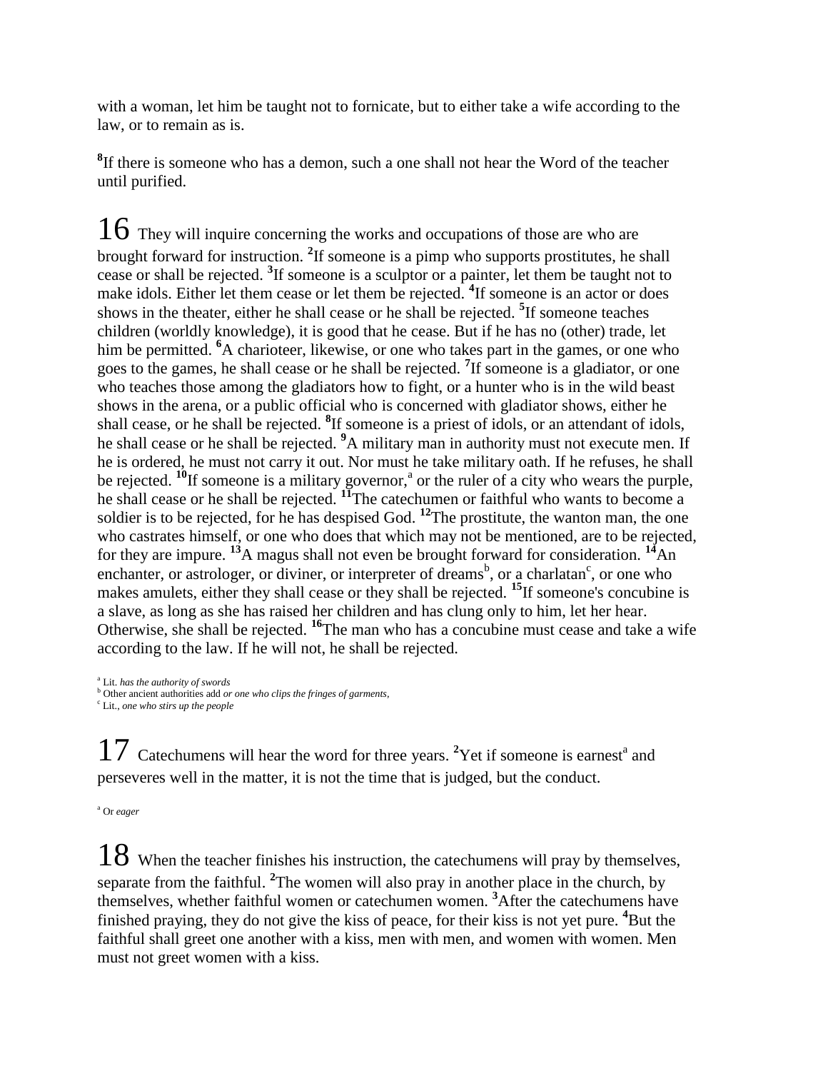with a woman, let him be taught not to fornicate, but to either take a wife according to the law, or to remain as is.

[8]If there is someone who has a demon, such a one shall not hear the Word of the teacher until purified.

## 16

They will inquire concerning the works and occupations of those are who are brought forward for instruction. [2]If someone is a pimp who supports prostitutes, he shall cease or shall be rejected. [3]If someone is a sculptor or a painter, let them be taught not to make idols. Either let them cease or let them be rejected. [4]If someone is an actor or does shows in the theater, either he shall cease or he shall be rejected. [5]If someone teaches children (worldly knowledge), it is good that he cease. But if he has no (other) trade, let him be permitted. [6]A charioteer, likewise, or one who takes part in the games, or one who goes to the games, he shall cease or he shall be rejected. [7]If someone is a gladiator, or one who teaches those among the gladiators how to fight, or a hunter who is in the wild beast shows in the arena, or a public official who is concerned with gladiator shows, either he shall cease, or he shall be rejected. [8]If someone is a priest of idols, or an attendant of idols, he shall cease or he shall be rejected. [9]A military man in authority must not execute men. If he is ordered, he must not carry it out. Nor must he take military oath. If he refuses, he shall be rejected. [10]If someone is a military governor,[a] or the ruler of a city who wears the purple, he shall cease or he shall be rejected. [11]The catechumen or faithful who wants to become a soldier is to be rejected, for he has despised God. [12]The prostitute, the wanton man, the one who castrates himself, or one who does that which may not be mentioned, are to be rejected, for they are impure. [13]A magus shall not even be brought forward for consideration. [14]An enchanter, or astrologer, or diviner, or interpreter of dreams[b], or a charlatan[c], or one who makes amulets, either they shall cease or they shall be rejected. [15]If someone's concubine is a slave, as long as she has raised her children and has clung only to him, let her hear. Otherwise, she shall be rejected. [16]The man who has a concubine must cease and take a wife according to the law. If he will not, he shall be rejected.

[a] Lit. *has the authority of swords*
[b] Other ancient authorities add *or one who clips the fringes of garments,*
[c] Lit., *one who stirs up the people*

## 17

Catechumens will hear the word for three years. [2]Yet if someone is earnest[a] and perseveres well in the matter, it is not the time that is judged, but the conduct.

[a] Or *eager*

## 18

When the teacher finishes his instruction, the catechumens will pray by themselves, separate from the faithful. [2]The women will also pray in another place in the church, by themselves, whether faithful women or catechumen women. [3]After the catechumens have finished praying, they do not give the kiss of peace, for their kiss is not yet pure. [4]But the faithful shall greet one another with a kiss, men with men, and women with women. Men must not greet women with a kiss.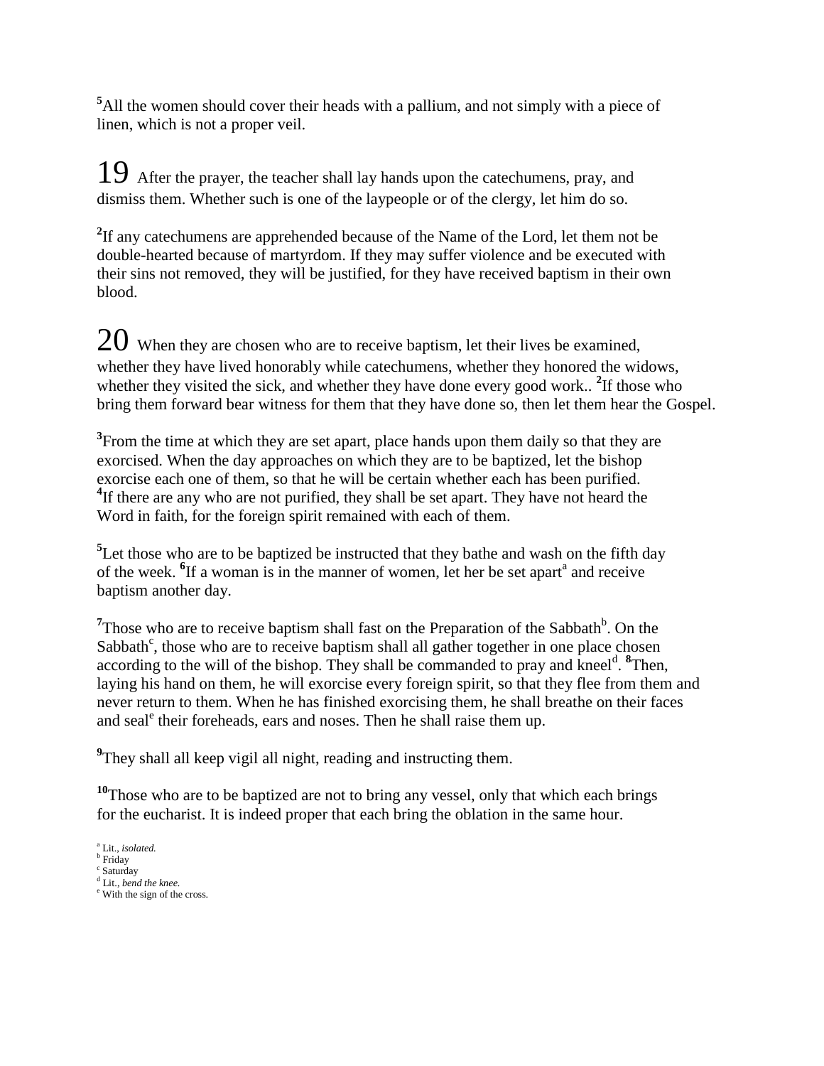[5]All the women should cover their heads with a pallium, and not simply with a piece of linen, which is not a proper veil.

## 19

After the prayer, the teacher shall lay hands upon the catechumens, pray, and dismiss them. Whether such is one of the laypeople or of the clergy, let him do so.

[2]If any catechumens are apprehended because of the Name of the Lord, let them not be double-hearted because of martyrdom. If they may suffer violence and be executed with their sins not removed, they will be justified, for they have received baptism in their own blood.

## 20

When they are chosen who are to receive baptism, let their lives be examined, whether they have lived honorably while catechumens, whether they honored the widows, whether they visited the sick, and whether they have done every good work.. [2]If those who bring them forward bear witness for them that they have done so, then let them hear the Gospel.

[3]From the time at which they are set apart, place hands upon them daily so that they are exorcised. When the day approaches on which they are to be baptized, let the bishop exorcise each one of them, so that he will be certain whether each has been purified. [4]If there are any who are not purified, they shall be set apart. They have not heard the Word in faith, for the foreign spirit remained with each of them.

[5]Let those who are to be baptized be instructed that they bathe and wash on the fifth day of the week. [6]If a woman is in the manner of women, let her be set apart[a] and receive baptism another day.

[7]Those who are to receive baptism shall fast on the Preparation of the Sabbath[b]. On the Sabbath[c], those who are to receive baptism shall all gather together in one place chosen according to the will of the bishop. They shall be commanded to pray and kneel[d]. [8]Then, laying his hand on them, he will exorcise every foreign spirit, so that they flee from them and never return to them. When he has finished exorcising them, he shall breathe on their faces and seal[e] their foreheads, ears and noses. Then he shall raise them up.

[9]They shall all keep vigil all night, reading and instructing them.

[10]Those who are to be baptized are not to bring any vessel, only that which each brings for the eucharist. It is indeed proper that each bring the oblation in the same hour.

[a] Lit., *isolated.*
[b] Friday
[c] Saturday
[d] Lit., *bend the knee.*
[e] With the sign of the cross.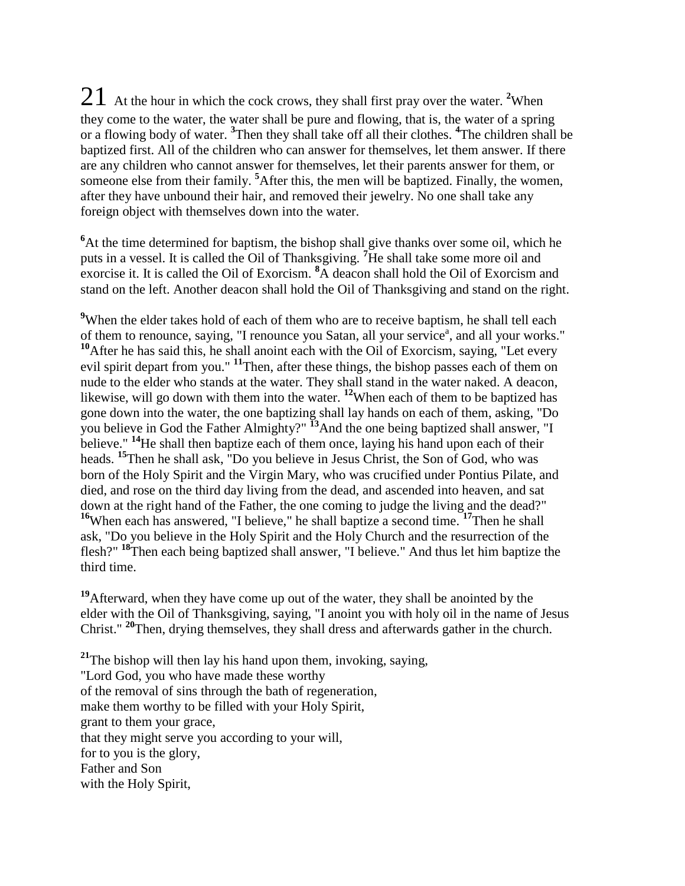21 At the hour in which the cock crows, they shall first pray over the water. [2]When they come to the water, the water shall be pure and flowing, that is, the water of a spring or a flowing body of water. [3]Then they shall take off all their clothes. [4]The children shall be baptized first. All of the children who can answer for themselves, let them answer. If there are any children who cannot answer for themselves, let their parents answer for them, or someone else from their family. [5]After this, the men will be baptized. Finally, the women, after they have unbound their hair, and removed their jewelry. No one shall take any foreign object with themselves down into the water.

[6]At the time determined for baptism, the bishop shall give thanks over some oil, which he puts in a vessel. It is called the Oil of Thanksgiving. [7]He shall take some more oil and exorcise it. It is called the Oil of Exorcism. [8]A deacon shall hold the Oil of Exorcism and stand on the left. Another deacon shall hold the Oil of Thanksgiving and stand on the right.

[9]When the elder takes hold of each of them who are to receive baptism, he shall tell each of them to renounce, saying, "I renounce you Satan, all your service[a], and all your works." [10]After he has said this, he shall anoint each with the Oil of Exorcism, saying, "Let every evil spirit depart from you." [11]Then, after these things, the bishop passes each of them on nude to the elder who stands at the water. They shall stand in the water naked. A deacon, likewise, will go down with them into the water. [12]When each of them to be baptized has gone down into the water, the one baptizing shall lay hands on each of them, asking, "Do you believe in God the Father Almighty?" [13]And the one being baptized shall answer, "I believe." [14]He shall then baptize each of them once, laying his hand upon each of their heads. [15]Then he shall ask, "Do you believe in Jesus Christ, the Son of God, who was born of the Holy Spirit and the Virgin Mary, who was crucified under Pontius Pilate, and died, and rose on the third day living from the dead, and ascended into heaven, and sat down at the right hand of the Father, the one coming to judge the living and the dead?" [16]When each has answered, "I believe," he shall baptize a second time. [17]Then he shall ask, "Do you believe in the Holy Spirit and the Holy Church and the resurrection of the flesh?" [18]Then each being baptized shall answer, "I believe." And thus let him baptize the third time.

[19]Afterward, when they have come up out of the water, they shall be anointed by the elder with the Oil of Thanksgiving, saying, "I anoint you with holy oil in the name of Jesus Christ." [20]Then, drying themselves, they shall dress and afterwards gather in the church.

[21]The bishop will then lay his hand upon them, invoking, saying,
"Lord God, you who have made these worthy
of the removal of sins through the bath of regeneration,
make them worthy to be filled with your Holy Spirit,
grant to them your grace,
that they might serve you according to your will,
for to you is the glory,
Father and Son
with the Holy Spirit,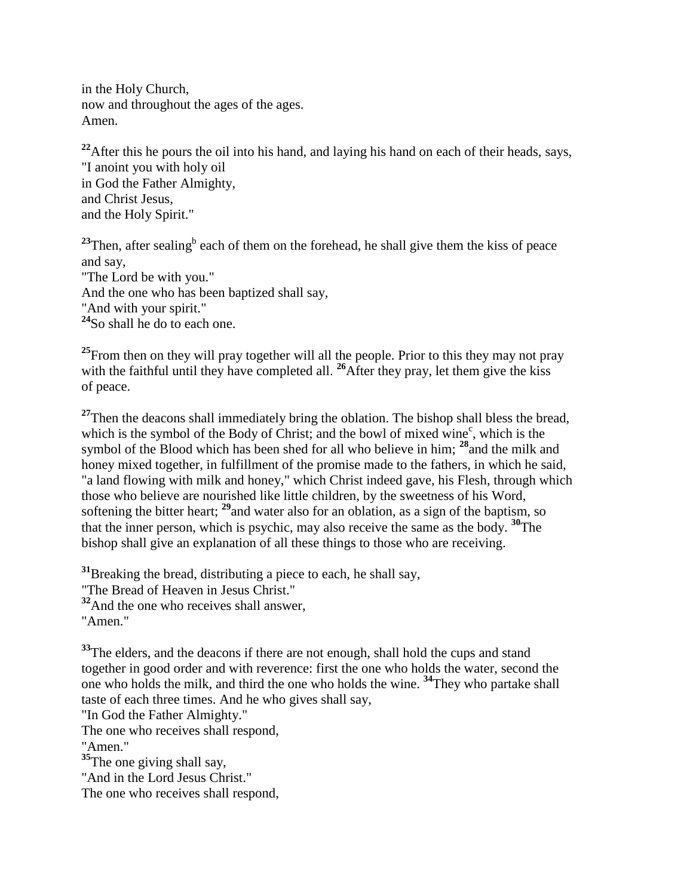in the Holy Church,
now and throughout the ages of the ages.
Amen.

**22**After this he pours the oil into his hand, and laying his hand on each of their heads, says,
"I anoint you with holy oil
in God the Father Almighty,
and Christ Jesus,
and the Holy Spirit."

**23**Then, after sealing[b] each of them on the forehead, he shall give them the kiss of peace and say,
"The Lord be with you."
And the one who has been baptized shall say,
"And with your spirit."
**24**So shall he do to each one.

**25**From then on they will pray together will all the people. Prior to this they may not pray with the faithful until they have completed all. **26**After they pray, let them give the kiss of peace.

**27**Then the deacons shall immediately bring the oblation. The bishop shall bless the bread, which is the symbol of the Body of Christ; and the bowl of mixed wine[c], which is the symbol of the Blood which has been shed for all who believe in him; **28**and the milk and honey mixed together, in fulfillment of the promise made to the fathers, in which he said, "a land flowing with milk and honey," which Christ indeed gave, his Flesh, through which those who believe are nourished like little children, by the sweetness of his Word, softening the bitter heart; **29**and water also for an oblation, as a sign of the baptism, so that the inner person, which is psychic, may also receive the same as the body. **30**The bishop shall give an explanation of all these things to those who are receiving.

**31**Breaking the bread, distributing a piece to each, he shall say,
"The Bread of Heaven in Jesus Christ."
**32**And the one who receives shall answer,
"Amen."

**33**The elders, and the deacons if there are not enough, shall hold the cups and stand together in good order and with reverence: first the one who holds the water, second the one who holds the milk, and third the one who holds the wine. **34**They who partake shall taste of each three times. And he who gives shall say,
"In God the Father Almighty."
The one who receives shall respond,
"Amen."
**35**The one giving shall say,
"And in the Lord Jesus Christ."
The one who receives shall respond,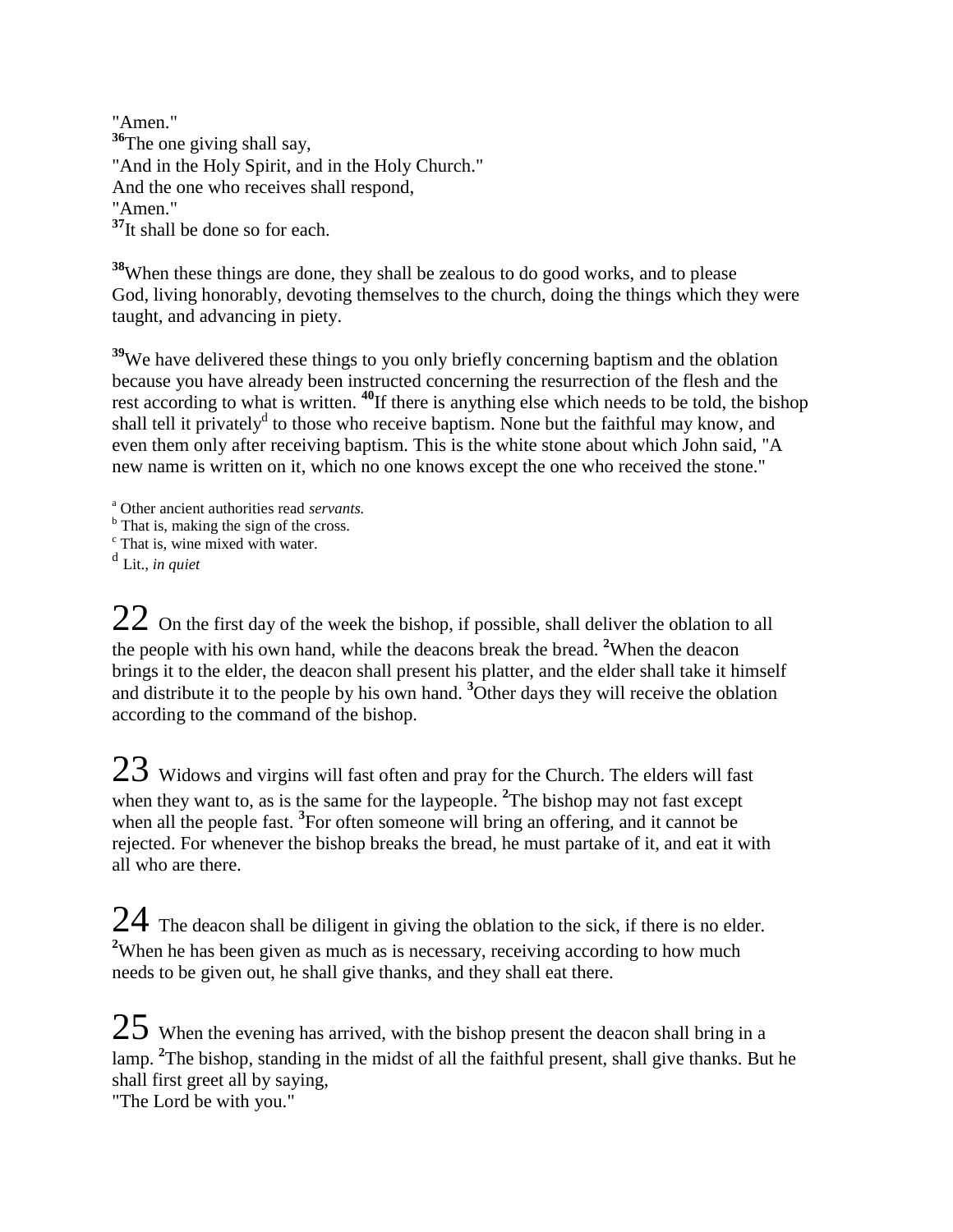"Amen."
[36]The one giving shall say,
"And in the Holy Spirit, and in the Holy Church."
And the one who receives shall respond,
"Amen."
[37]It shall be done so for each.

[38]When these things are done, they shall be zealous to do good works, and to please God, living honorably, devoting themselves to the church, doing the things which they were taught, and advancing in piety.

[39]We have delivered these things to you only briefly concerning baptism and the oblation because you have already been instructed concerning the resurrection of the flesh and the rest according to what is written. [40]If there is anything else which needs to be told, the bishop shall tell it privately[d] to those who receive baptism. None but the faithful may know, and even them only after receiving baptism. This is the white stone about which John said, "A new name is written on it, which no one knows except the one who received the stone."

[a] Other ancient authorities read *servants.*
[b] That is, making the sign of the cross.
[c] That is, wine mixed with water.
[d] Lit., *in quiet*

## 22

On the first day of the week the bishop, if possible, shall deliver the oblation to all the people with his own hand, while the deacons break the bread. [2]When the deacon brings it to the elder, the deacon shall present his platter, and the elder shall take it himself and distribute it to the people by his own hand. [3]Other days they will receive the oblation according to the command of the bishop.

## 23

Widows and virgins will fast often and pray for the Church. The elders will fast when they want to, as is the same for the laypeople. [2]The bishop may not fast except when all the people fast. [3]For often someone will bring an offering, and it cannot be rejected. For whenever the bishop breaks the bread, he must partake of it, and eat it with all who are there.

## 24

The deacon shall be diligent in giving the oblation to the sick, if there is no elder. [2]When he has been given as much as is necessary, receiving according to how much needs to be given out, he shall give thanks, and they shall eat there.

## 25

When the evening has arrived, with the bishop present the deacon shall bring in a lamp. [2]The bishop, standing in the midst of all the faithful present, shall give thanks. But he shall first greet all by saying,
"The Lord be with you."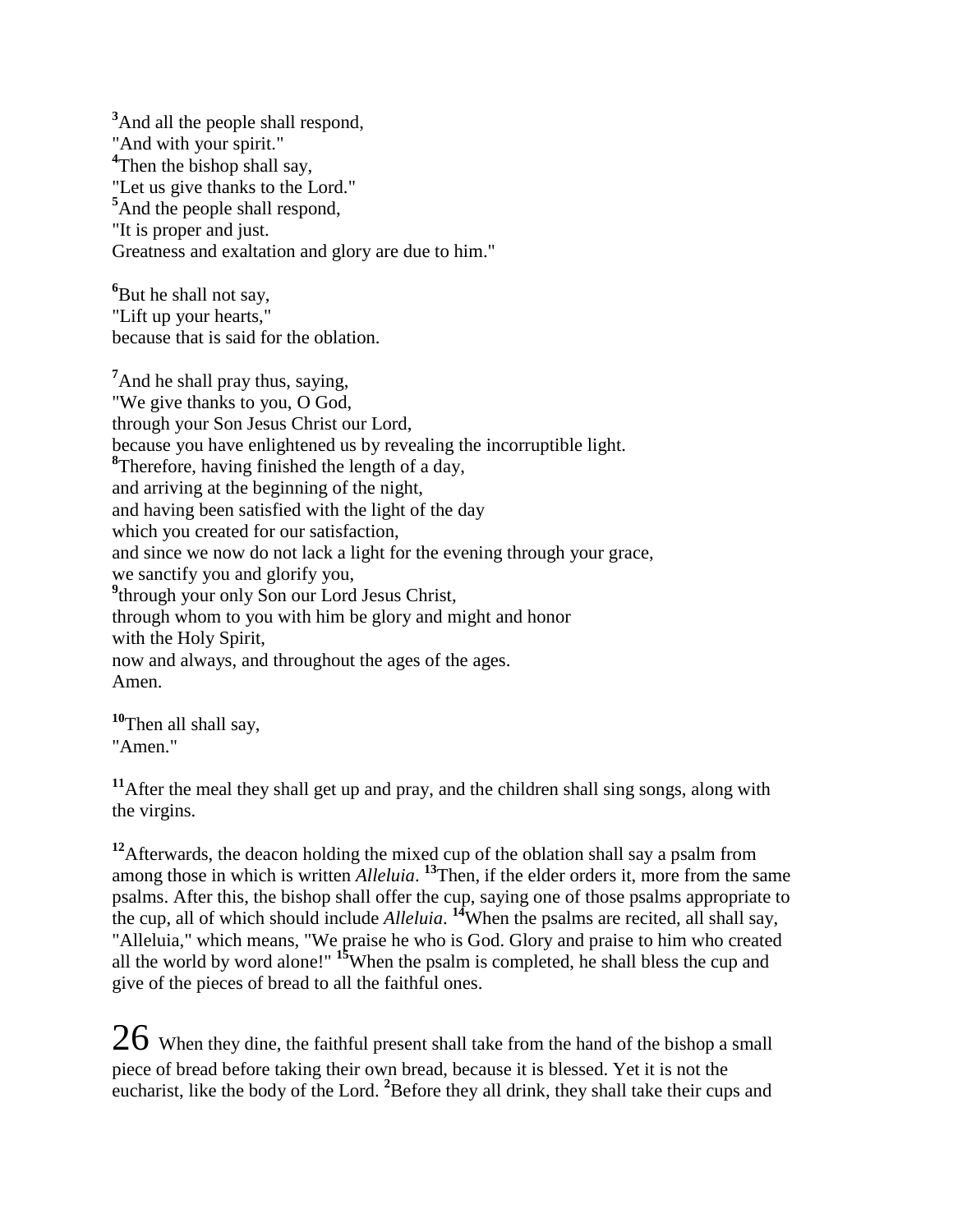[3]And all the people shall respond,
"And with your spirit."
[4]Then the bishop shall say,
"Let us give thanks to the Lord."
[5]And the people shall respond,
"It is proper and just.
Greatness and exaltation and glory are due to him."

[6]But he shall not say,
"Lift up your hearts,"
because that is said for the oblation.

[7]And he shall pray thus, saying,
"We give thanks to you, O God,
through your Son Jesus Christ our Lord,
because you have enlightened us by revealing the incorruptible light.
[8]Therefore, having finished the length of a day,
and arriving at the beginning of the night,
and having been satisfied with the light of the day
which you created for our satisfaction,
and since we now do not lack a light for the evening through your grace,
we sanctify you and glorify you,
[9]through your only Son our Lord Jesus Christ,
through whom to you with him be glory and might and honor
with the Holy Spirit,
now and always, and throughout the ages of the ages.
Amen.

[10]Then all shall say,
"Amen."

[11]After the meal they shall get up and pray, and the children shall sing songs, along with the virgins.

[12]Afterwards, the deacon holding the mixed cup of the oblation shall say a psalm from among those in which is written *Alleluia*. [13]Then, if the elder orders it, more from the same psalms. After this, the bishop shall offer the cup, saying one of those psalms appropriate to the cup, all of which should include *Alleluia*. [14]When the psalms are recited, all shall say, "Alleluia," which means, "We praise he who is God. Glory and praise to him who created all the world by word alone!" [15]When the psalm is completed, he shall bless the cup and give of the pieces of bread to all the faithful ones.

## 26

When they dine, the faithful present shall take from the hand of the bishop a small piece of bread before taking their own bread, because it is blessed. Yet it is not the eucharist, like the body of the Lord. [2]Before they all drink, they shall take their cups and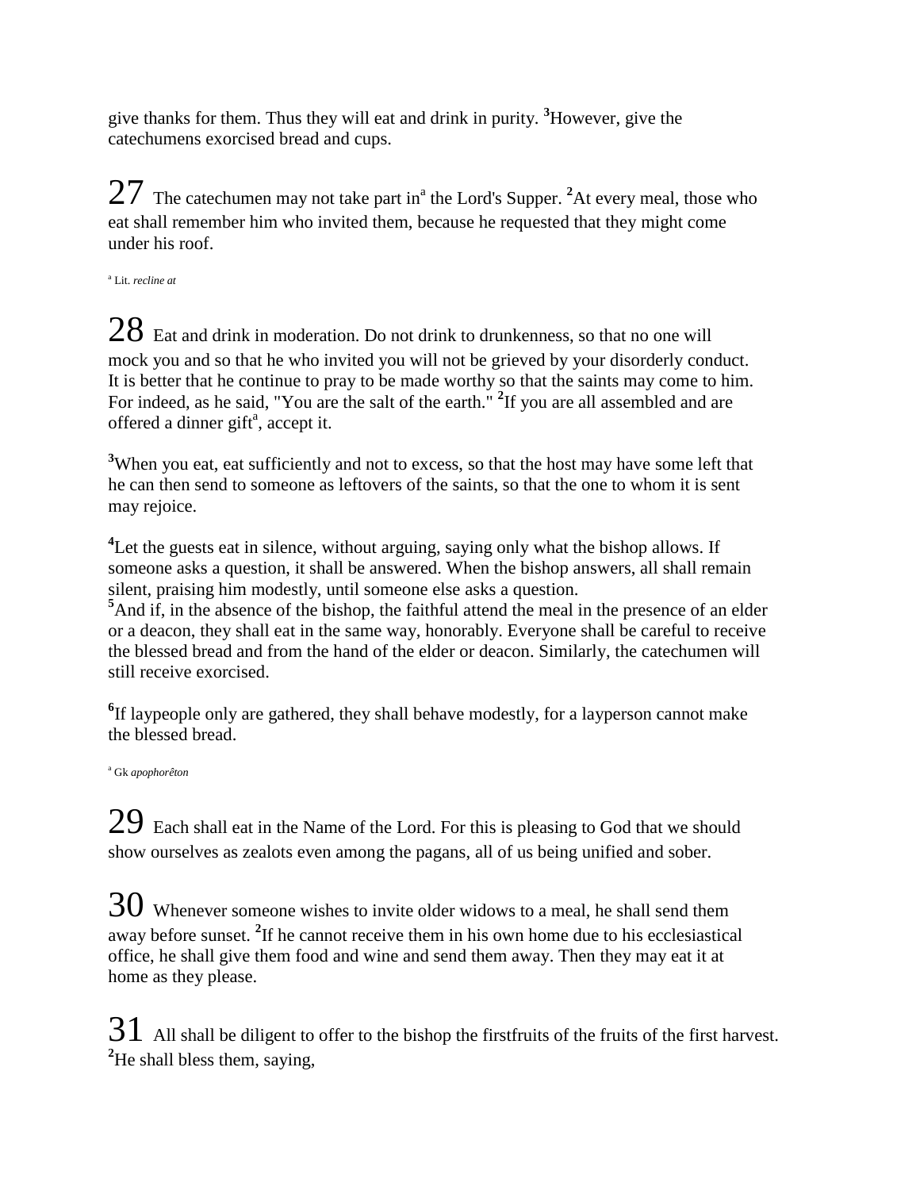give thanks for them. Thus they will eat and drink in purity. **3**However, give the catechumens exorcised bread and cups.

**27** The catechumen may not take part in[a] the Lord's Supper. **2**At every meal, those who eat shall remember him who invited them, because he requested that they might come under his roof.

[a] Lit. *recline at*

**28** Eat and drink in moderation. Do not drink to drunkenness, so that no one will mock you and so that he who invited you will not be grieved by your disorderly conduct. It is better that he continue to pray to be made worthy so that the saints may come to him. For indeed, as he said, "You are the salt of the earth." **2**If you are all assembled and are offered a dinner gift[a], accept it.

**3**When you eat, eat sufficiently and not to excess, so that the host may have some left that he can then send to someone as leftovers of the saints, so that the one to whom it is sent may rejoice.

**4**Let the guests eat in silence, without arguing, saying only what the bishop allows. If someone asks a question, it shall be answered. When the bishop answers, all shall remain silent, praising him modestly, until someone else asks a question.
**5**And if, in the absence of the bishop, the faithful attend the meal in the presence of an elder or a deacon, they shall eat in the same way, honorably. Everyone shall be careful to receive the blessed bread and from the hand of the elder or deacon. Similarly, the catechumen will still receive exorcised.

**6**If laypeople only are gathered, they shall behave modestly, for a layperson cannot make the blessed bread.

[a] Gk *apophorêton*

**29** Each shall eat in the Name of the Lord. For this is pleasing to God that we should show ourselves as zealots even among the pagans, all of us being unified and sober.

**30** Whenever someone wishes to invite older widows to a meal, he shall send them away before sunset. **2**If he cannot receive them in his own home due to his ecclesiastical office, he shall give them food and wine and send them away. Then they may eat it at home as they please.

**31** All shall be diligent to offer to the bishop the firstfruits of the fruits of the first harvest. **2**He shall bless them, saying,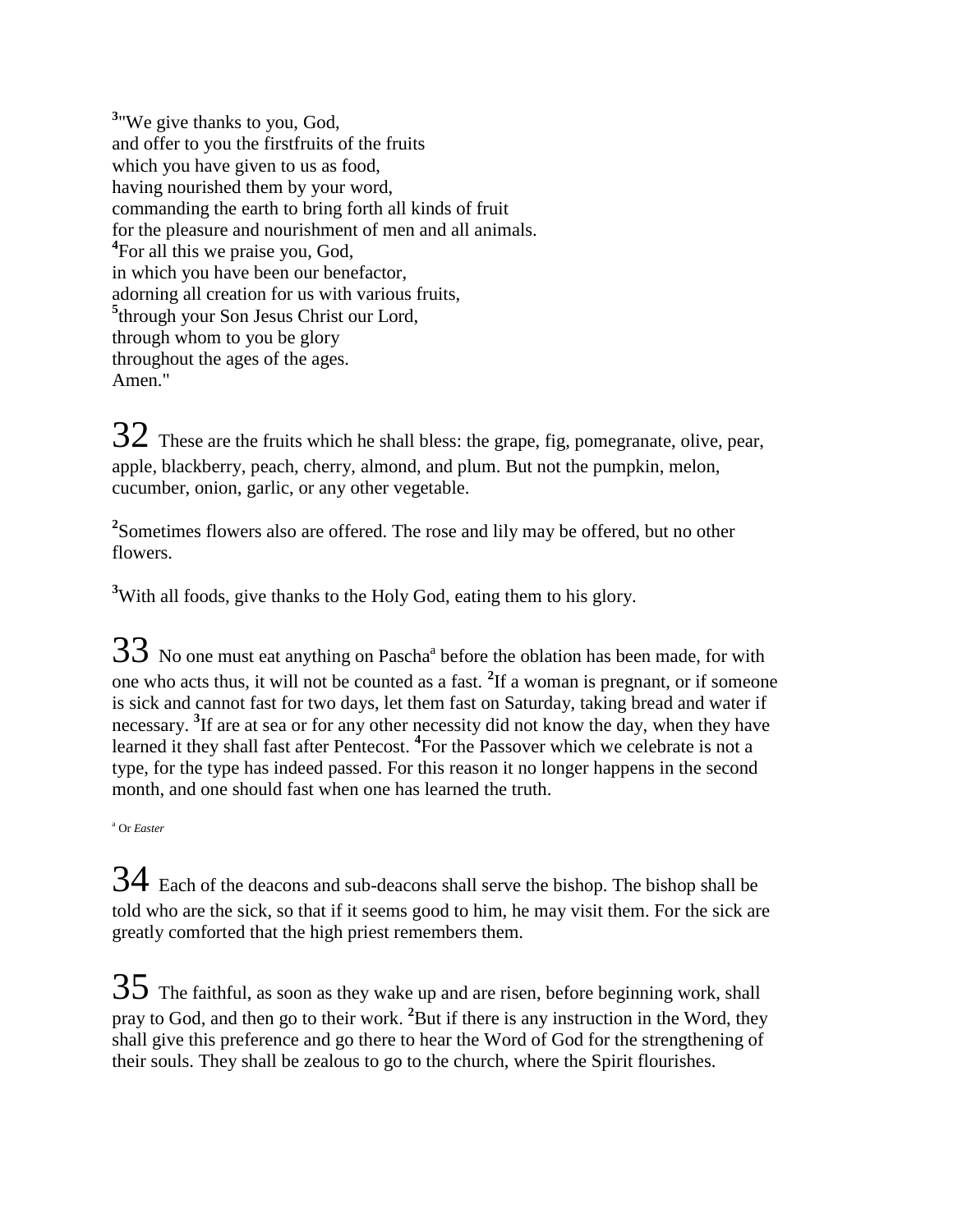[3]"We give thanks to you, God,  
and offer to you the firstfruits of the fruits  
which you have given to us as food,  
having nourished them by your word,  
commanding the earth to bring forth all kinds of fruit  
for the pleasure and nourishment of men and all animals.  
[4]For all this we praise you, God,  
in which you have been our benefactor,  
adorning all creation for us with various fruits,  
[5]through your Son Jesus Christ our Lord,  
through whom to you be glory  
throughout the ages of the ages.  
Amen."

## 32

These are the fruits which he shall bless: the grape, fig, pomegranate, olive, pear, apple, blackberry, peach, cherry, almond, and plum. But not the pumpkin, melon, cucumber, onion, garlic, or any other vegetable.

[2]Sometimes flowers also are offered. The rose and lily may be offered, but no other flowers.

[3]With all foods, give thanks to the Holy God, eating them to his glory.

## 33

No one must eat anything on Pascha[a] before the oblation has been made, for with one who acts thus, it will not be counted as a fast. [2]If a woman is pregnant, or if someone is sick and cannot fast for two days, let them fast on Saturday, taking bread and water if necessary. [3]If are at sea or for any other necessity did not know the day, when they have learned it they shall fast after Pentecost. [4]For the Passover which we celebrate is not a type, for the type has indeed passed. For this reason it no longer happens in the second month, and one should fast when one has learned the truth.

[a] Or *Easter*

## 34

Each of the deacons and sub-deacons shall serve the bishop. The bishop shall be told who are the sick, so that if it seems good to him, he may visit them. For the sick are greatly comforted that the high priest remembers them.

## 35

The faithful, as soon as they wake up and are risen, before beginning work, shall pray to God, and then go to their work. [2]But if there is any instruction in the Word, they shall give this preference and go there to hear the Word of God for the strengthening of their souls. They shall be zealous to go to the church, where the Spirit flourishes.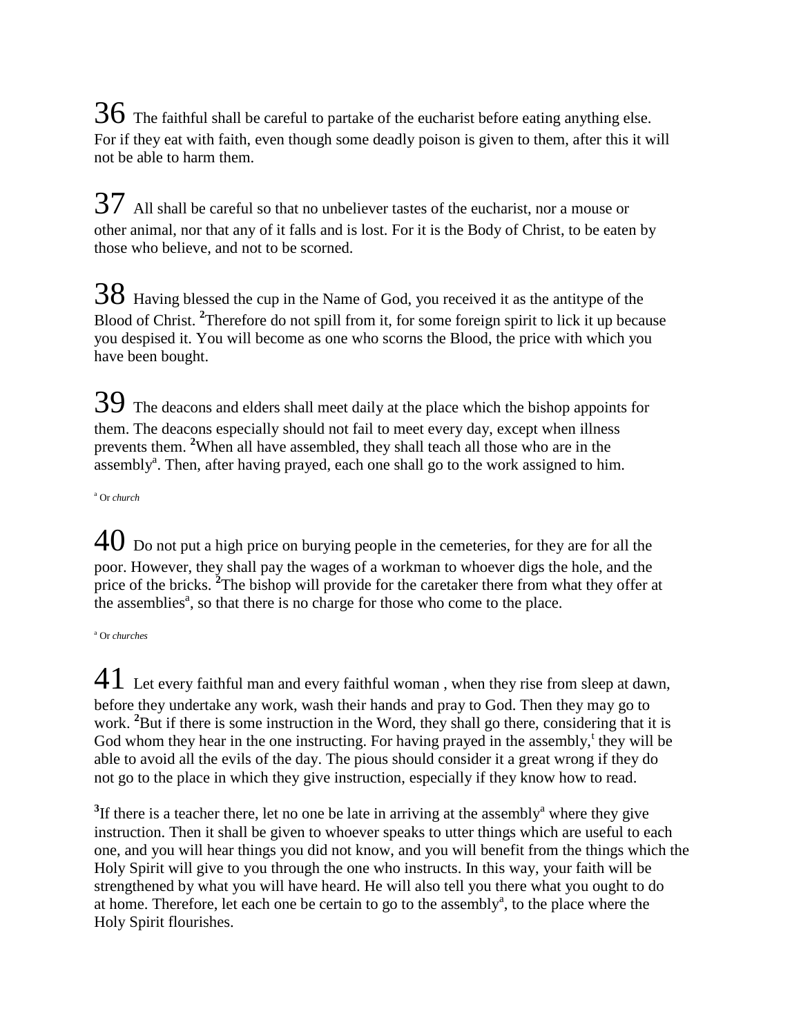**36** The faithful shall be careful to partake of the eucharist before eating anything else. For if they eat with faith, even though some deadly poison is given to them, after this it will not be able to harm them.

**37** All shall be careful so that no unbeliever tastes of the eucharist, nor a mouse or other animal, nor that any of it falls and is lost. For it is the Body of Christ, to be eaten by those who believe, and not to be scorned.

**38** Having blessed the cup in the Name of God, you received it as the antitype of the Blood of Christ. **2**Therefore do not spill from it, for some foreign spirit to lick it up because you despised it. You will become as one who scorns the Blood, the price with which you have been bought.

**39** The deacons and elders shall meet daily at the place which the bishop appoints for them. The deacons especially should not fail to meet every day, except when illness prevents them. **2**When all have assembled, they shall teach all those who are in the assembly[a]. Then, after having prayed, each one shall go to the work assigned to him.

[a] Or *church*

**40** Do not put a high price on burying people in the cemeteries, for they are for all the poor. However, they shall pay the wages of a workman to whoever digs the hole, and the price of the bricks. **2**The bishop will provide for the caretaker there from what they offer at the assemblies[a], so that there is no charge for those who come to the place.

[a] Or *churches*

**41** Let every faithful man and every faithful woman , when they rise from sleep at dawn, before they undertake any work, wash their hands and pray to God. Then they may go to work. **2**But if there is some instruction in the Word, they shall go there, considering that it is God whom they hear in the one instructing. For having prayed in the assembly,[t] they will be able to avoid all the evils of the day. The pious should consider it a great wrong if they do not go to the place in which they give instruction, especially if they know how to read.

**3**If there is a teacher there, let no one be late in arriving at the assembly[a] where they give instruction. Then it shall be given to whoever speaks to utter things which are useful to each one, and you will hear things you did not know, and you will benefit from the things which the Holy Spirit will give to you through the one who instructs. In this way, your faith will be strengthened by what you will have heard. He will also tell you there what you ought to do at home. Therefore, let each one be certain to go to the assembly[a], to the place where the Holy Spirit flourishes.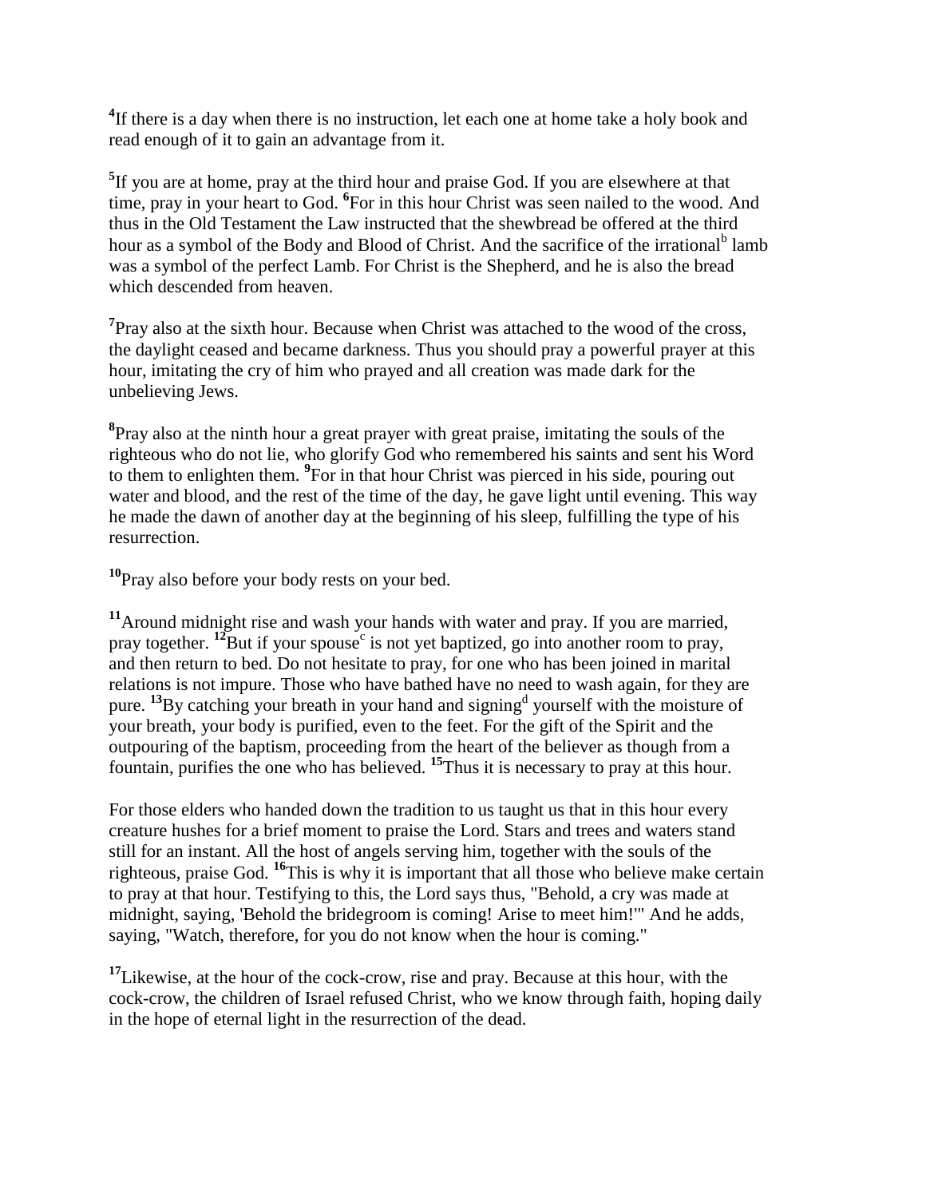[4]If there is a day when there is no instruction, let each one at home take a holy book and read enough of it to gain an advantage from it.

[5]If you are at home, pray at the third hour and praise God. If you are elsewhere at that time, pray in your heart to God. [6]For in this hour Christ was seen nailed to the wood. And thus in the Old Testament the Law instructed that the shewbread be offered at the third hour as a symbol of the Body and Blood of Christ. And the sacrifice of the irrational[b] lamb was a symbol of the perfect Lamb. For Christ is the Shepherd, and he is also the bread which descended from heaven.

[7]Pray also at the sixth hour. Because when Christ was attached to the wood of the cross, the daylight ceased and became darkness. Thus you should pray a powerful prayer at this hour, imitating the cry of him who prayed and all creation was made dark for the unbelieving Jews.

[8]Pray also at the ninth hour a great prayer with great praise, imitating the souls of the righteous who do not lie, who glorify God who remembered his saints and sent his Word to them to enlighten them. [9]For in that hour Christ was pierced in his side, pouring out water and blood, and the rest of the time of the day, he gave light until evening. This way he made the dawn of another day at the beginning of his sleep, fulfilling the type of his resurrection.

[10]Pray also before your body rests on your bed.

[11]Around midnight rise and wash your hands with water and pray. If you are married, pray together. [12]But if your spouse[c] is not yet baptized, go into another room to pray, and then return to bed. Do not hesitate to pray, for one who has been joined in marital relations is not impure. Those who have bathed have no need to wash again, for they are pure. [13]By catching your breath in your hand and signing[d] yourself with the moisture of your breath, your body is purified, even to the feet. For the gift of the Spirit and the outpouring of the baptism, proceeding from the heart of the believer as though from a fountain, purifies the one who has believed. [15]Thus it is necessary to pray at this hour.

For those elders who handed down the tradition to us taught us that in this hour every creature hushes for a brief moment to praise the Lord. Stars and trees and waters stand still for an instant. All the host of angels serving him, together with the souls of the righteous, praise God. [16]This is why it is important that all those who believe make certain to pray at that hour. Testifying to this, the Lord says thus, "Behold, a cry was made at midnight, saying, 'Behold the bridegroom is coming! Arise to meet him!'" And he adds, saying, "Watch, therefore, for you do not know when the hour is coming."

[17]Likewise, at the hour of the cock-crow, rise and pray. Because at this hour, with the cock-crow, the children of Israel refused Christ, who we know through faith, hoping daily in the hope of eternal light in the resurrection of the dead.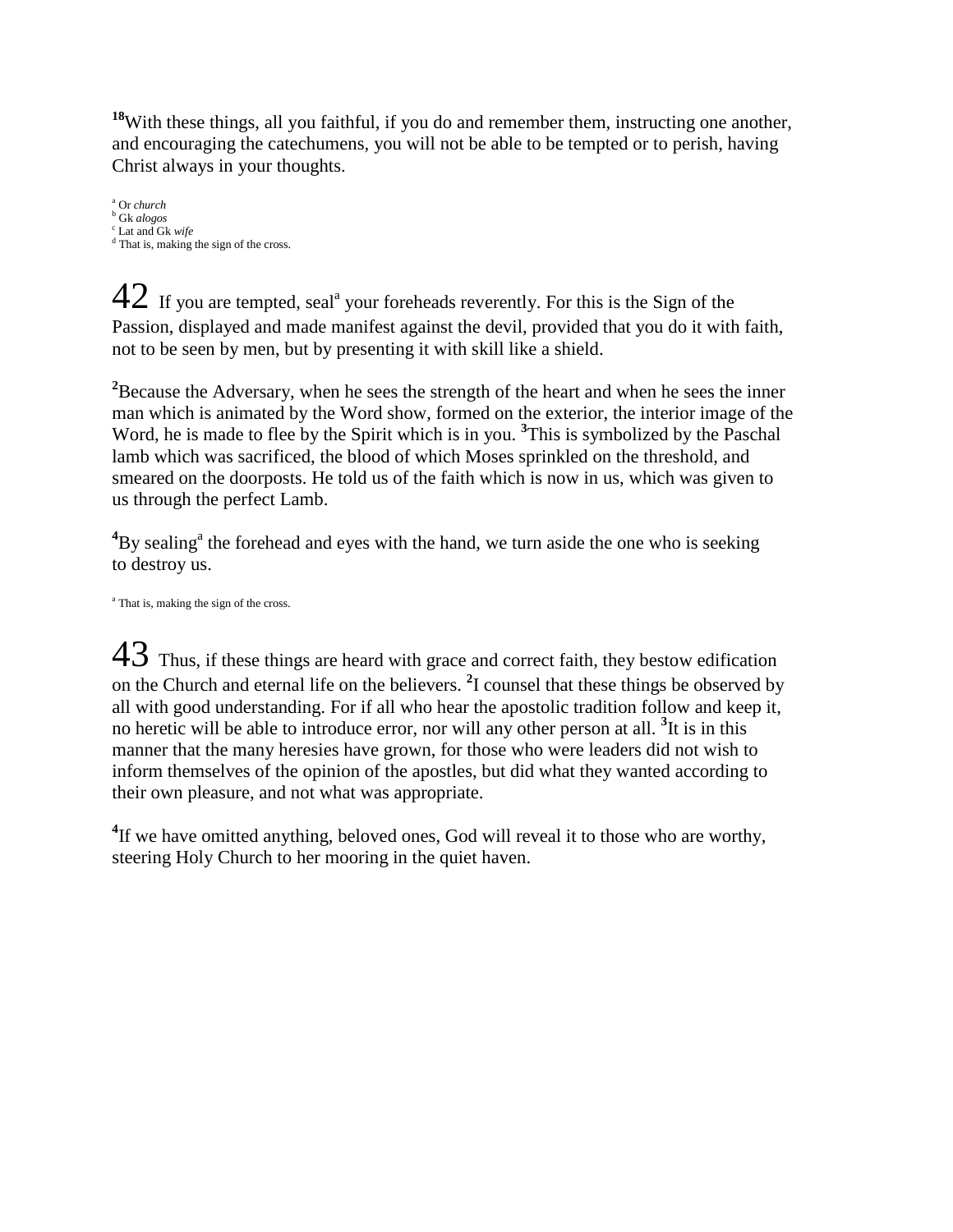[18]With these things, all you faithful, if you do and remember them, instructing one another, and encouraging the catechumens, you will not be able to be tempted or to perish, having Christ always in your thoughts.

[a] Or *church*
[b] Gk *alogos*
[c] Lat and Gk *wife*
[d] That is, making the sign of the cross.

## 42

If you are tempted, seal[a] your foreheads reverently. For this is the Sign of the Passion, displayed and made manifest against the devil, provided that you do it with faith, not to be seen by men, but by presenting it with skill like a shield.

[2]Because the Adversary, when he sees the strength of the heart and when he sees the inner man which is animated by the Word show, formed on the exterior, the interior image of the Word, he is made to flee by the Spirit which is in you. [3]This is symbolized by the Paschal lamb which was sacrificed, the blood of which Moses sprinkled on the threshold, and smeared on the doorposts. He told us of the faith which is now in us, which was given to us through the perfect Lamb.

[4]By sealing[a] the forehead and eyes with the hand, we turn aside the one who is seeking to destroy us.

[a] That is, making the sign of the cross.

## 43

Thus, if these things are heard with grace and correct faith, they bestow edification on the Church and eternal life on the believers. [2]I counsel that these things be observed by all with good understanding. For if all who hear the apostolic tradition follow and keep it, no heretic will be able to introduce error, nor will any other person at all. [3]It is in this manner that the many heresies have grown, for those who were leaders did not wish to inform themselves of the opinion of the apostles, but did what they wanted according to their own pleasure, and not what was appropriate.

[4]If we have omitted anything, beloved ones, God will reveal it to those who are worthy, steering Holy Church to her mooring in the quiet haven.